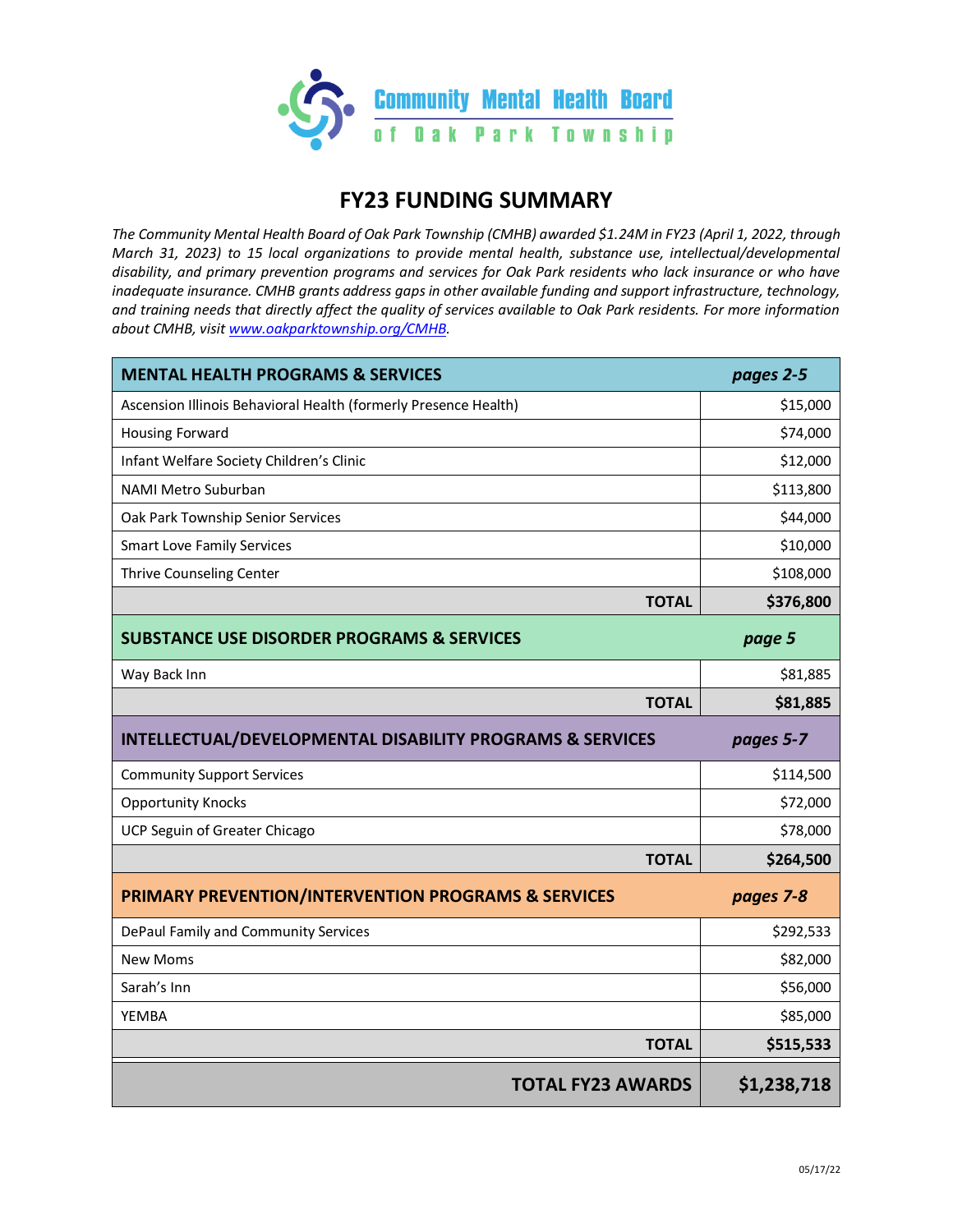Community Mental Health Board
of Oak Park Township

# FY23 FUNDING SUMMARY

*The Community Mental Health Board of Oak Park Township (CMHB) awarded $1.24M in FY23 (April 1, 2022, through March 31, 2023) to 15 local organizations to provide mental health, substance use, intellectual/developmental disability, and primary prevention programs and services for Oak Park residents who lack insurance or who have inadequate insurance. CMHB grants address gaps in other available funding and support infrastructure, technology, and training needs that directly affect the quality of services available to Oak Park residents. For more information about CMHB, visit [www.oakparktownship.org/CMHB](www.oakparktownship.org/CMHB).*

| **MENTAL HEALTH PROGRAMS & SERVICES** | ***pages 2-5*** |
|---|---|
| Ascension Illinois Behavioral Health (formerly Presence Health) | $15,000 |
| Housing Forward | $74,000 |
| Infant Welfare Society Children's Clinic | $12,000 |
| NAMI Metro Suburban | $113,800 |
| Oak Park Township Senior Services | $44,000 |
| Smart Love Family Services | $10,000 |
| Thrive Counseling Center | $108,000 |
| **TOTAL** | **$376,800** |
| **SUBSTANCE USE DISORDER PROGRAMS & SERVICES** | ***page 5*** |
| Way Back Inn | $81,885 |
| **TOTAL** | **$81,885** |
| **INTELLECTUAL/DEVELOPMENTAL DISABILITY PROGRAMS & SERVICES** | ***pages 5-7*** |
| Community Support Services | $114,500 |
| Opportunity Knocks | $72,000 |
| UCP Seguin of Greater Chicago | $78,000 |
| **TOTAL** | **$264,500** |
| **PRIMARY PREVENTION/INTERVENTION PROGRAMS & SERVICES** | ***pages 7-8*** |
| DePaul Family and Community Services | $292,533 |
| New Moms | $82,000 |
| Sarah's Inn | $56,000 |
| YEMBA | $85,000 |
| **TOTAL** | **$515,533** |
| **TOTAL FY23 AWARDS** | **$1,238,718** |

05/17/22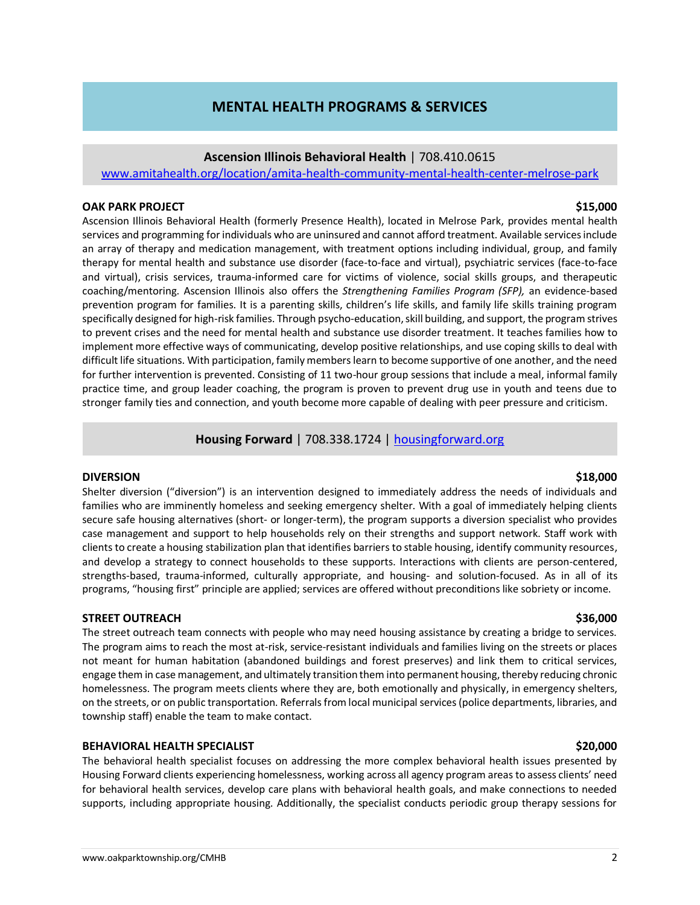# MENTAL HEALTH PROGRAMS & SERVICES

## Ascension Illinois Behavioral Health | 708.410.0615

[www.amitahealth.org/location/amita-health-community-mental-health-center-melrose-park](www.amitahealth.org/location/amita-health-community-mental-health-center-melrose-park)

### OAK PARK PROJECT — $15,000

Ascension Illinois Behavioral Health (formerly Presence Health), located in Melrose Park, provides mental health services and programming for individuals who are uninsured and cannot afford treatment. Available services include an array of therapy and medication management, with treatment options including individual, group, and family therapy for mental health and substance use disorder (face-to-face and virtual), psychiatric services (face-to-face and virtual), crisis services, trauma-informed care for victims of violence, social skills groups, and therapeutic coaching/mentoring. Ascension Illinois also offers the *Strengthening Families Program (SFP),* an evidence-based prevention program for families. It is a parenting skills, children's life skills, and family life skills training program specifically designed for high-risk families. Through psycho-education, skill building, and support, the program strives to prevent crises and the need for mental health and substance use disorder treatment. It teaches families how to implement more effective ways of communicating, develop positive relationships, and use coping skills to deal with difficult life situations. With participation, family members learn to become supportive of one another, and the need for further intervention is prevented. Consisting of 11 two-hour group sessions that include a meal, informal family practice time, and group leader coaching, the program is proven to prevent drug use in youth and teens due to stronger family ties and connection, and youth become more capable of dealing with peer pressure and criticism.

## Housing Forward | 708.338.1724 | [housingforward.org](housingforward.org)

### DIVERSION — $18,000

Shelter diversion ("diversion") is an intervention designed to immediately address the needs of individuals and families who are imminently homeless and seeking emergency shelter. With a goal of immediately helping clients secure safe housing alternatives (short- or longer-term), the program supports a diversion specialist who provides case management and support to help households rely on their strengths and support network. Staff work with clients to create a housing stabilization plan that identifies barriers to stable housing, identify community resources, and develop a strategy to connect households to these supports. Interactions with clients are person-centered, strengths-based, trauma-informed, culturally appropriate, and housing- and solution-focused. As in all of its programs, "housing first" principle are applied; services are offered without preconditions like sobriety or income.

### STREET OUTREACH — $36,000

The street outreach team connects with people who may need housing assistance by creating a bridge to services. The program aims to reach the most at-risk, service-resistant individuals and families living on the streets or places not meant for human habitation (abandoned buildings and forest preserves) and link them to critical services, engage them in case management, and ultimately transition them into permanent housing, thereby reducing chronic homelessness. The program meets clients where they are, both emotionally and physically, in emergency shelters, on the streets, or on public transportation. Referrals from local municipal services (police departments, libraries, and township staff) enable the team to make contact.

### BEHAVIORAL HEALTH SPECIALIST — $20,000

The behavioral health specialist focuses on addressing the more complex behavioral health issues presented by Housing Forward clients experiencing homelessness, working across all agency program areas to assess clients' need for behavioral health services, develop care plans with behavioral health goals, and make connections to needed supports, including appropriate housing. Additionally, the specialist conducts periodic group therapy sessions for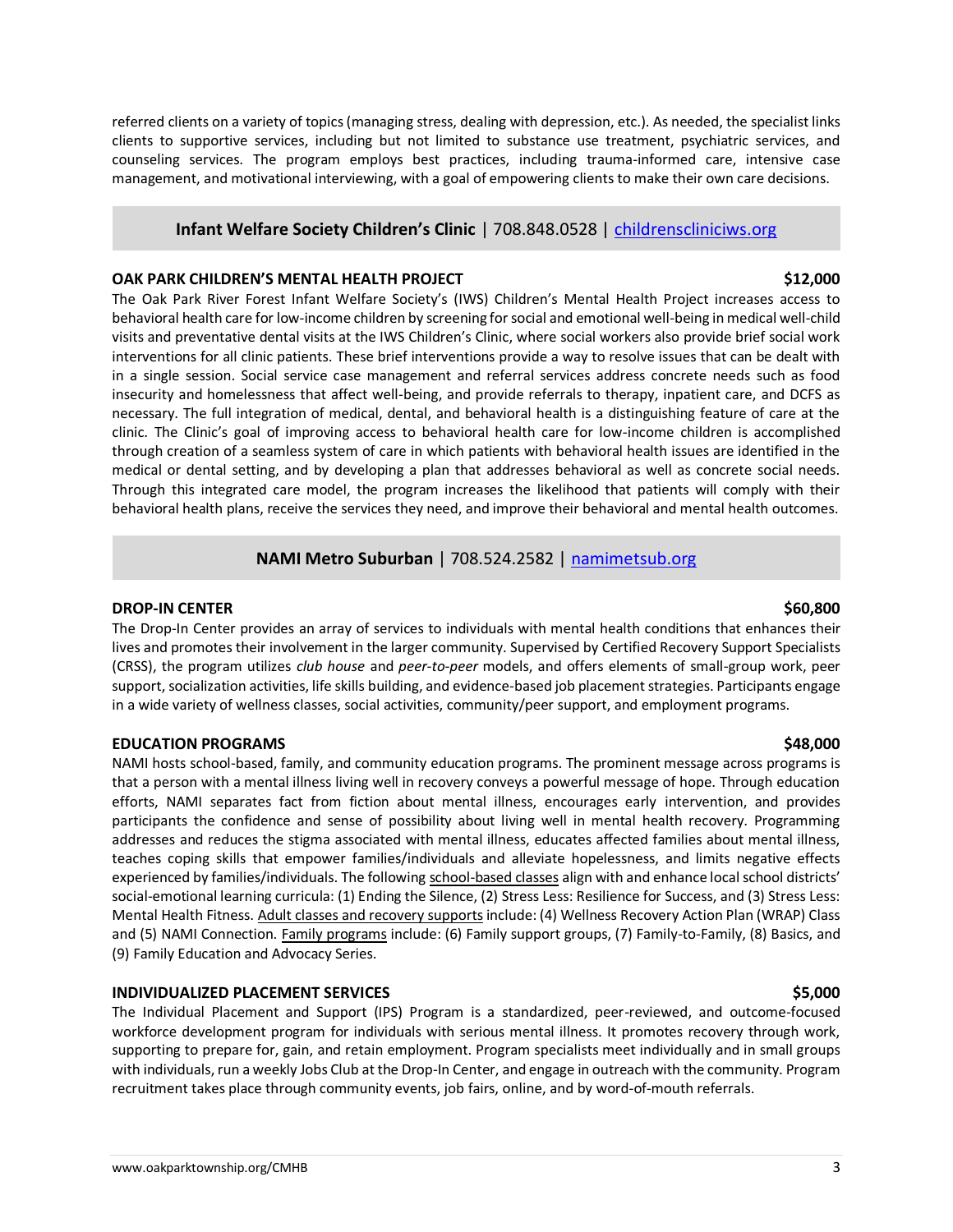referred clients on a variety of topics (managing stress, dealing with depression, etc.). As needed, the specialist links clients to supportive services, including but not limited to substance use treatment, psychiatric services, and counseling services. The program employs best practices, including trauma-informed care, intensive case management, and motivational interviewing, with a goal of empowering clients to make their own care decisions.

## **Infant Welfare Society Children's Clinic** | 708.848.0528 | childrensclinicIWS.org

### OAK PARK CHILDREN'S MENTAL HEALTH PROJECT — $12,000

The Oak Park River Forest Infant Welfare Society's (IWS) Children's Mental Health Project increases access to behavioral health care for low-income children by screening for social and emotional well-being in medical well-child visits and preventative dental visits at the IWS Children's Clinic, where social workers also provide brief social work interventions for all clinic patients. These brief interventions provide a way to resolve issues that can be dealt with in a single session. Social service case management and referral services address concrete needs such as food insecurity and homelessness that affect well-being, and provide referrals to therapy, inpatient care, and DCFS as necessary. The full integration of medical, dental, and behavioral health is a distinguishing feature of care at the clinic. The Clinic's goal of improving access to behavioral health care for low-income children is accomplished through creation of a seamless system of care in which patients with behavioral health issues are identified in the medical or dental setting, and by developing a plan that addresses behavioral as well as concrete social needs. Through this integrated care model, the program increases the likelihood that patients will comply with their behavioral health plans, receive the services they need, and improve their behavioral and mental health outcomes.

## **NAMI Metro Suburban** | 708.524.2582 | namimetsub.org

### DROP-IN CENTER — $60,800

The Drop-In Center provides an array of services to individuals with mental health conditions that enhances their lives and promotes their involvement in the larger community. Supervised by Certified Recovery Support Specialists (CRSS), the program utilizes *club house* and *peer-to-peer* models, and offers elements of small-group work, peer support, socialization activities, life skills building, and evidence-based job placement strategies. Participants engage in a wide variety of wellness classes, social activities, community/peer support, and employment programs.

### EDUCATION PROGRAMS — $48,000

NAMI hosts school-based, family, and community education programs. The prominent message across programs is that a person with a mental illness living well in recovery conveys a powerful message of hope. Through education efforts, NAMI separates fact from fiction about mental illness, encourages early intervention, and provides participants the confidence and sense of possibility about living well in mental health recovery. Programming addresses and reduces the stigma associated with mental illness, educates affected families about mental illness, teaches coping skills that empower families/individuals and alleviate hopelessness, and limits negative effects experienced by families/individuals. The following school-based classes align with and enhance local school districts' social-emotional learning curricula: (1) Ending the Silence, (2) Stress Less: Resilience for Success, and (3) Stress Less: Mental Health Fitness. Adult classes and recovery supports include: (4) Wellness Recovery Action Plan (WRAP) Class and (5) NAMI Connection. Family programs include: (6) Family support groups, (7) Family-to-Family, (8) Basics, and (9) Family Education and Advocacy Series.

### INDIVIDUALIZED PLACEMENT SERVICES — $5,000

The Individual Placement and Support (IPS) Program is a standardized, peer-reviewed, and outcome-focused workforce development program for individuals with serious mental illness. It promotes recovery through work, supporting to prepare for, gain, and retain employment. Program specialists meet individually and in small groups with individuals, run a weekly Jobs Club at the Drop-In Center, and engage in outreach with the community. Program recruitment takes place through community events, job fairs, online, and by word-of-mouth referrals.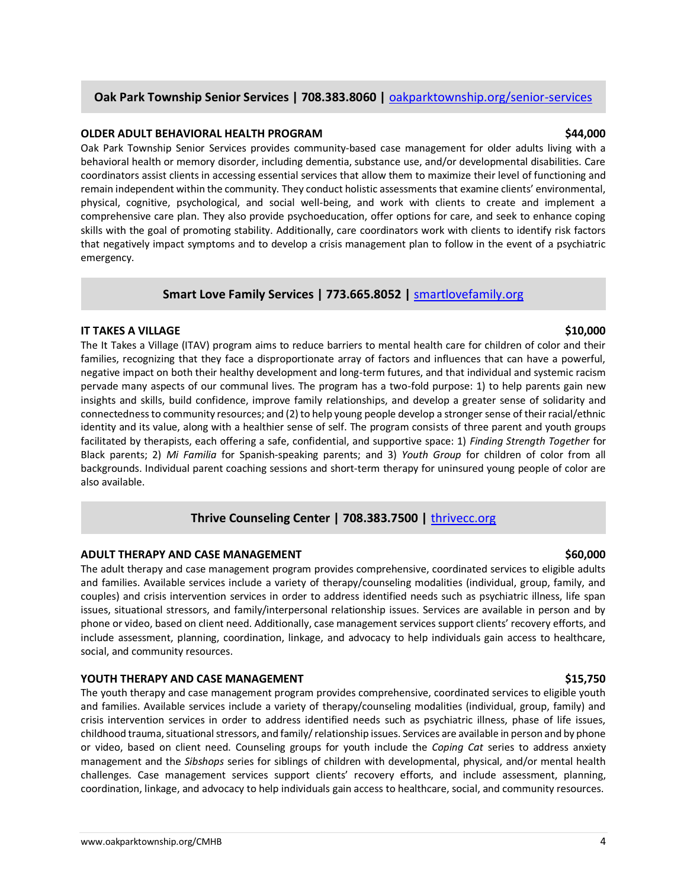## Oak Park Township Senior Services | 708.383.8060 | oakparktownship.org/senior-services

### OLDER ADULT BEHAVIORAL HEALTH PROGRAM — $44,000

Oak Park Township Senior Services provides community-based case management for older adults living with a behavioral health or memory disorder, including dementia, substance use, and/or developmental disabilities. Care coordinators assist clients in accessing essential services that allow them to maximize their level of functioning and remain independent within the community. They conduct holistic assessments that examine clients' environmental, physical, cognitive, psychological, and social well-being, and work with clients to create and implement a comprehensive care plan. They also provide psychoeducation, offer options for care, and seek to enhance coping skills with the goal of promoting stability. Additionally, care coordinators work with clients to identify risk factors that negatively impact symptoms and to develop a crisis management plan to follow in the event of a psychiatric emergency.

## Smart Love Family Services | 773.665.8052 | smartlovefamily.org

### IT TAKES A VILLAGE — $10,000

The It Takes a Village (ITAV) program aims to reduce barriers to mental health care for children of color and their families, recognizing that they face a disproportionate array of factors and influences that can have a powerful, negative impact on both their healthy development and long-term futures, and that individual and systemic racism pervade many aspects of our communal lives. The program has a two-fold purpose: 1) to help parents gain new insights and skills, build confidence, improve family relationships, and develop a greater sense of solidarity and connectedness to community resources; and (2) to help young people develop a stronger sense of their racial/ethnic identity and its value, along with a healthier sense of self. The program consists of three parent and youth groups facilitated by therapists, each offering a safe, confidential, and supportive space: 1) *Finding Strength Together* for Black parents; 2) *Mi Familia* for Spanish-speaking parents; and 3) *Youth Group* for children of color from all backgrounds. Individual parent coaching sessions and short-term therapy for uninsured young people of color are also available.

## Thrive Counseling Center | 708.383.7500 | thrivecc.org

### ADULT THERAPY AND CASE MANAGEMENT — $60,000

The adult therapy and case management program provides comprehensive, coordinated services to eligible adults and families. Available services include a variety of therapy/counseling modalities (individual, group, family, and couples) and crisis intervention services in order to address identified needs such as psychiatric illness, life span issues, situational stressors, and family/interpersonal relationship issues. Services are available in person and by phone or video, based on client need. Additionally, case management services support clients' recovery efforts, and include assessment, planning, coordination, linkage, and advocacy to help individuals gain access to healthcare, social, and community resources.

### YOUTH THERAPY AND CASE MANAGEMENT — $15,750

The youth therapy and case management program provides comprehensive, coordinated services to eligible youth and families. Available services include a variety of therapy/counseling modalities (individual, group, family) and crisis intervention services in order to address identified needs such as psychiatric illness, phase of life issues, childhood trauma, situational stressors, and family/ relationship issues. Services are available in person and by phone or video, based on client need. Counseling groups for youth include the *Coping Cat* series to address anxiety management and the *Sibshops* series for siblings of children with developmental, physical, and/or mental health challenges. Case management services support clients' recovery efforts, and include assessment, planning, coordination, linkage, and advocacy to help individuals gain access to healthcare, social, and community resources.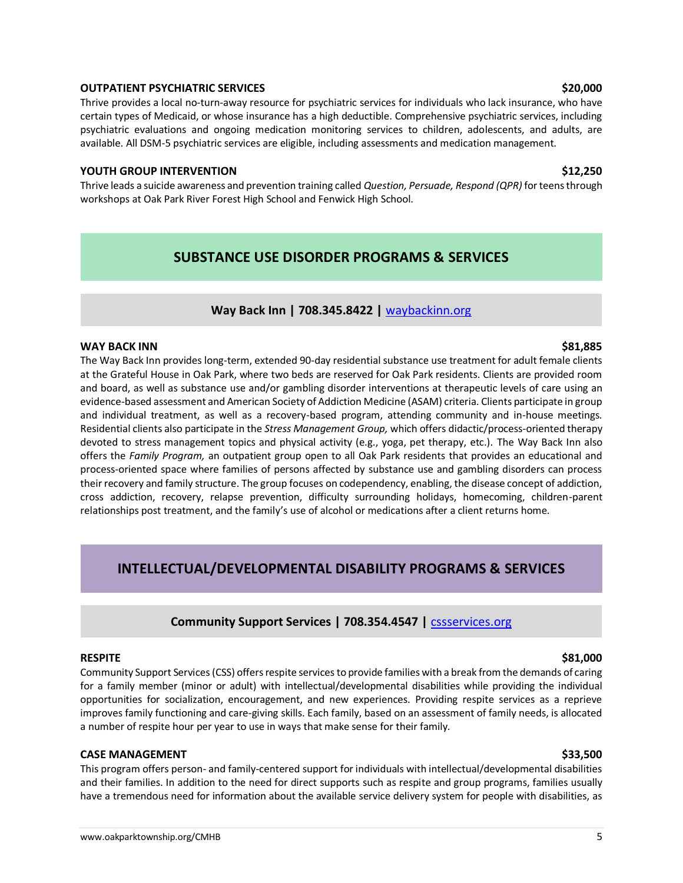**OUTPATIENT PSYCHIATRIC SERVICES** **$20,000**

Thrive provides a local no-turn-away resource for psychiatric services for individuals who lack insurance, who have certain types of Medicaid, or whose insurance has a high deductible. Comprehensive psychiatric services, including psychiatric evaluations and ongoing medication monitoring services to children, adolescents, and adults, are available. All DSM-5 psychiatric services are eligible, including assessments and medication management.

**YOUTH GROUP INTERVENTION** **$12,250**

Thrive leads a suicide awareness and prevention training called *Question, Persuade, Respond (QPR)* for teens through workshops at Oak Park River Forest High School and Fenwick High School.

## SUBSTANCE USE DISORDER PROGRAMS & SERVICES

### Way Back Inn | 708.345.8422 | waybackinn.org

**WAY BACK INN** **$81,885**

The Way Back Inn provides long-term, extended 90-day residential substance use treatment for adult female clients at the Grateful House in Oak Park, where two beds are reserved for Oak Park residents. Clients are provided room and board, as well as substance use and/or gambling disorder interventions at therapeutic levels of care using an evidence-based assessment and American Society of Addiction Medicine (ASAM) criteria. Clients participate in group and individual treatment, as well as a recovery-based program, attending community and in-house meetings. Residential clients also participate in the *Stress Management Group,* which offers didactic/process-oriented therapy devoted to stress management topics and physical activity (e.g., yoga, pet therapy, etc.). The Way Back Inn also offers the *Family Program,* an outpatient group open to all Oak Park residents that provides an educational and process-oriented space where families of persons affected by substance use and gambling disorders can process their recovery and family structure. The group focuses on codependency, enabling, the disease concept of addiction, cross addiction, recovery, relapse prevention, difficulty surrounding holidays, homecoming, children-parent relationships post treatment, and the family's use of alcohol or medications after a client returns home.

## INTELLECTUAL/DEVELOPMENTAL DISABILITY PROGRAMS & SERVICES

### Community Support Services | 708.354.4547 | cssservices.org

**RESPITE** **$81,000**

Community Support Services (CSS) offers respite services to provide families with a break from the demands of caring for a family member (minor or adult) with intellectual/developmental disabilities while providing the individual opportunities for socialization, encouragement, and new experiences. Providing respite services as a reprieve improves family functioning and care-giving skills. Each family, based on an assessment of family needs, is allocated a number of respite hour per year to use in ways that make sense for their family.

**CASE MANAGEMENT** **$33,500**

This program offers person- and family-centered support for individuals with intellectual/developmental disabilities and their families. In addition to the need for direct supports such as respite and group programs, families usually have a tremendous need for information about the available service delivery system for people with disabilities, as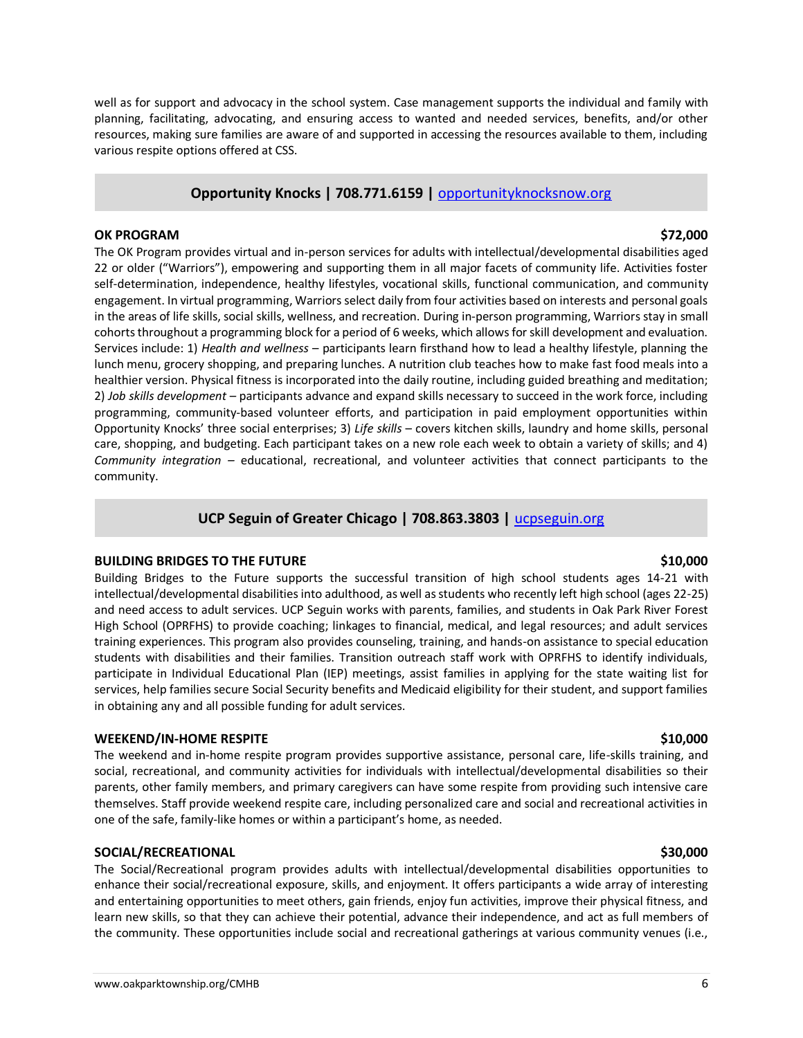well as for support and advocacy in the school system. Case management supports the individual and family with planning, facilitating, advocating, and ensuring access to wanted and needed services, benefits, and/or other resources, making sure families are aware of and supported in accessing the resources available to them, including various respite options offered at CSS.

## Opportunity Knocks | 708.771.6159 | [opportunityknocksnow.org](opportunityknocksnow.org)

### OK PROGRAM — $72,000

The OK Program provides virtual and in-person services for adults with intellectual/developmental disabilities aged 22 or older ("Warriors"), empowering and supporting them in all major facets of community life. Activities foster self-determination, independence, healthy lifestyles, vocational skills, functional communication, and community engagement. In virtual programming, Warriors select daily from four activities based on interests and personal goals in the areas of life skills, social skills, wellness, and recreation. During in-person programming, Warriors stay in small cohorts throughout a programming block for a period of 6 weeks, which allows for skill development and evaluation. Services include: 1) *Health and wellness* – participants learn firsthand how to lead a healthy lifestyle, planning the lunch menu, grocery shopping, and preparing lunches. A nutrition club teaches how to make fast food meals into a healthier version. Physical fitness is incorporated into the daily routine, including guided breathing and meditation; 2) *Job skills development* – participants advance and expand skills necessary to succeed in the work force, including programming, community-based volunteer efforts, and participation in paid employment opportunities within Opportunity Knocks' three social enterprises; 3) *Life skills* – covers kitchen skills, laundry and home skills, personal care, shopping, and budgeting. Each participant takes on a new role each week to obtain a variety of skills; and 4) *Community integration* – educational, recreational, and volunteer activities that connect participants to the community.

## UCP Seguin of Greater Chicago | 708.863.3803 | [ucpseguin.org](ucpseguin.org)

### BUILDING BRIDGES TO THE FUTURE — $10,000

Building Bridges to the Future supports the successful transition of high school students ages 14-21 with intellectual/developmental disabilities into adulthood, as well as students who recently left high school (ages 22-25) and need access to adult services. UCP Seguin works with parents, families, and students in Oak Park River Forest High School (OPRFHS) to provide coaching; linkages to financial, medical, and legal resources; and adult services training experiences. This program also provides counseling, training, and hands-on assistance to special education students with disabilities and their families. Transition outreach staff work with OPRFHS to identify individuals, participate in Individual Educational Plan (IEP) meetings, assist families in applying for the state waiting list for services, help families secure Social Security benefits and Medicaid eligibility for their student, and support families in obtaining any and all possible funding for adult services.

### WEEKEND/IN-HOME RESPITE — $10,000

The weekend and in-home respite program provides supportive assistance, personal care, life-skills training, and social, recreational, and community activities for individuals with intellectual/developmental disabilities so their parents, other family members, and primary caregivers can have some respite from providing such intensive care themselves. Staff provide weekend respite care, including personalized care and social and recreational activities in one of the safe, family-like homes or within a participant's home, as needed.

### SOCIAL/RECREATIONAL — $30,000

The Social/Recreational program provides adults with intellectual/developmental disabilities opportunities to enhance their social/recreational exposure, skills, and enjoyment. It offers participants a wide array of interesting and entertaining opportunities to meet others, gain friends, enjoy fun activities, improve their physical fitness, and learn new skills, so that they can achieve their potential, advance their independence, and act as full members of the community. These opportunities include social and recreational gatherings at various community venues (i.e.,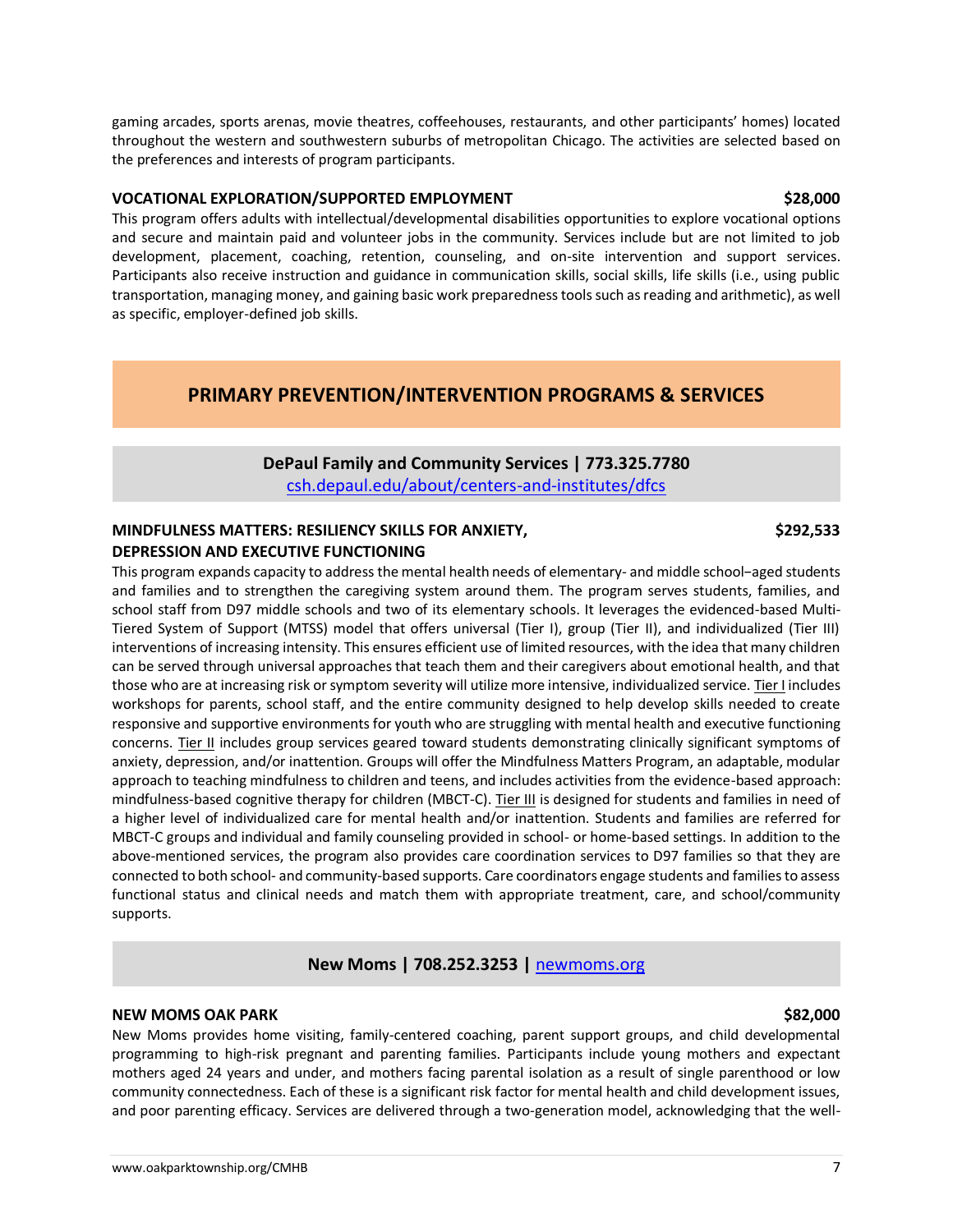gaming arcades, sports arenas, movie theatres, coffeehouses, restaurants, and other participants' homes) located throughout the western and southwestern suburbs of metropolitan Chicago. The activities are selected based on the preferences and interests of program participants.

### VOCATIONAL EXPLORATION/SUPPORTED EMPLOYMENT — $28,000

This program offers adults with intellectual/developmental disabilities opportunities to explore vocational options and secure and maintain paid and volunteer jobs in the community. Services include but are not limited to job development, placement, coaching, retention, counseling, and on-site intervention and support services. Participants also receive instruction and guidance in communication skills, social skills, life skills (i.e., using public transportation, managing money, and gaining basic work preparedness tools such as reading and arithmetic), as well as specific, employer-defined job skills.

# PRIMARY PREVENTION/INTERVENTION PROGRAMS & SERVICES

## DePaul Family and Community Services | 773.325.7780

[csh.depaul.edu/about/centers-and-institutes/dfcs](csh.depaul.edu/about/centers-and-institutes/dfcs)

### MINDFULNESS MATTERS: RESILIENCY SKILLS FOR ANXIETY, DEPRESSION AND EXECUTIVE FUNCTIONING — $292,533

This program expands capacity to address the mental health needs of elementary- and middle school–aged students and families and to strengthen the caregiving system around them. The program serves students, families, and school staff from D97 middle schools and two of its elementary schools. It leverages the evidenced-based Multi-Tiered System of Support (MTSS) model that offers universal (Tier I), group (Tier II), and individualized (Tier III) interventions of increasing intensity. This ensures efficient use of limited resources, with the idea that many children can be served through universal approaches that teach them and their caregivers about emotional health, and that those who are at increasing risk or symptom severity will utilize more intensive, individualized service. Tier I includes workshops for parents, school staff, and the entire community designed to help develop skills needed to create responsive and supportive environments for youth who are struggling with mental health and executive functioning concerns. Tier II includes group services geared toward students demonstrating clinically significant symptoms of anxiety, depression, and/or inattention. Groups will offer the Mindfulness Matters Program, an adaptable, modular approach to teaching mindfulness to children and teens, and includes activities from the evidence-based approach: mindfulness-based cognitive therapy for children (MBCT-C). Tier III is designed for students and families in need of a higher level of individualized care for mental health and/or inattention. Students and families are referred for MBCT-C groups and individual and family counseling provided in school- or home-based settings. In addition to the above-mentioned services, the program also provides care coordination services to D97 families so that they are connected to both school- and community-based supports. Care coordinators engage students and families to assess functional status and clinical needs and match them with appropriate treatment, care, and school/community supports.

## New Moms | 708.252.3253 | [newmoms.org](newmoms.org)

### NEW MOMS OAK PARK — $82,000

New Moms provides home visiting, family-centered coaching, parent support groups, and child developmental programming to high-risk pregnant and parenting families. Participants include young mothers and expectant mothers aged 24 years and under, and mothers facing parental isolation as a result of single parenthood or low community connectedness. Each of these is a significant risk factor for mental health and child development issues, and poor parenting efficacy. Services are delivered through a two-generation model, acknowledging that the well-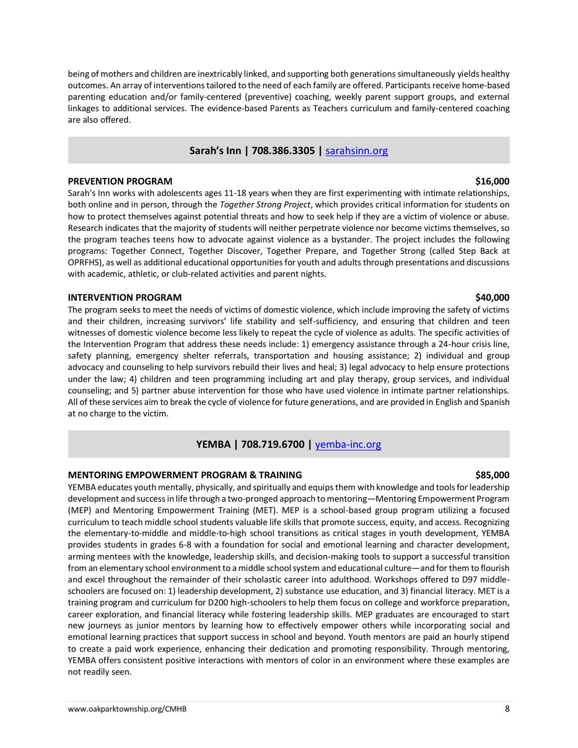being of mothers and children are inextricably linked, and supporting both generations simultaneously yields healthy outcomes. An array of interventions tailored to the need of each family are offered. Participants receive home-based parenting education and/or family-centered (preventive) coaching, weekly parent support groups, and external linkages to additional services. The evidence-based Parents as Teachers curriculum and family-centered coaching are also offered.

## Sarah's Inn | 708.386.3305 | [sarahsinn.org](sarahsinn.org)

**PREVENTION PROGRAM** **$16,000**

Sarah's Inn works with adolescents ages 11-18 years when they are first experimenting with intimate relationships, both online and in person, through the *Together Strong Project*, which provides critical information for students on how to protect themselves against potential threats and how to seek help if they are a victim of violence or abuse. Research indicates that the majority of students will neither perpetrate violence nor become victims themselves, so the program teaches teens how to advocate against violence as a bystander. The project includes the following programs: Together Connect, Together Discover, Together Prepare, and Together Strong (called Step Back at OPRFHS), as well as additional educational opportunities for youth and adults through presentations and discussions with academic, athletic, or club-related activities and parent nights.

**INTERVENTION PROGRAM** **$40,000**

The program seeks to meet the needs of victims of domestic violence, which include improving the safety of victims and their children, increasing survivors' life stability and self-sufficiency, and ensuring that children and teen witnesses of domestic violence become less likely to repeat the cycle of violence as adults. The specific activities of the Intervention Program that address these needs include: 1) emergency assistance through a 24-hour crisis line, safety planning, emergency shelter referrals, transportation and housing assistance; 2) individual and group advocacy and counseling to help survivors rebuild their lives and heal; 3) legal advocacy to help ensure protections under the law; 4) children and teen programming including art and play therapy, group services, and individual counseling; and 5) partner abuse intervention for those who have used violence in intimate partner relationships. All of these services aim to break the cycle of violence for future generations, and are provided in English and Spanish at no charge to the victim.

## YEMBA | 708.719.6700 | [yemba-inc.org](yemba-inc.org)

**MENTORING EMPOWERMENT PROGRAM & TRAINING** **$85,000**

YEMBA educates youth mentally, physically, and spiritually and equips them with knowledge and tools for leadership development and success in life through a two-pronged approach to mentoring—Mentoring Empowerment Program (MEP) and Mentoring Empowerment Training (MET). MEP is a school-based group program utilizing a focused curriculum to teach middle school students valuable life skills that promote success, equity, and access. Recognizing the elementary-to-middle and middle-to-high school transitions as critical stages in youth development, YEMBA provides students in grades 6-8 with a foundation for social and emotional learning and character development, arming mentees with the knowledge, leadership skills, and decision-making tools to support a successful transition from an elementary school environment to a middle school system and educational culture—and for them to flourish and excel throughout the remainder of their scholastic career into adulthood. Workshops offered to D97 middle-schoolers are focused on: 1) leadership development, 2) substance use education, and 3) financial literacy. MET is a training program and curriculum for D200 high-schoolers to help them focus on college and workforce preparation, career exploration, and financial literacy while fostering leadership skills. MEP graduates are encouraged to start new journeys as junior mentors by learning how to effectively empower others while incorporating social and emotional learning practices that support success in school and beyond. Youth mentors are paid an hourly stipend to create a paid work experience, enhancing their dedication and promoting responsibility. Through mentoring, YEMBA offers consistent positive interactions with mentors of color in an environment where these examples are not readily seen.